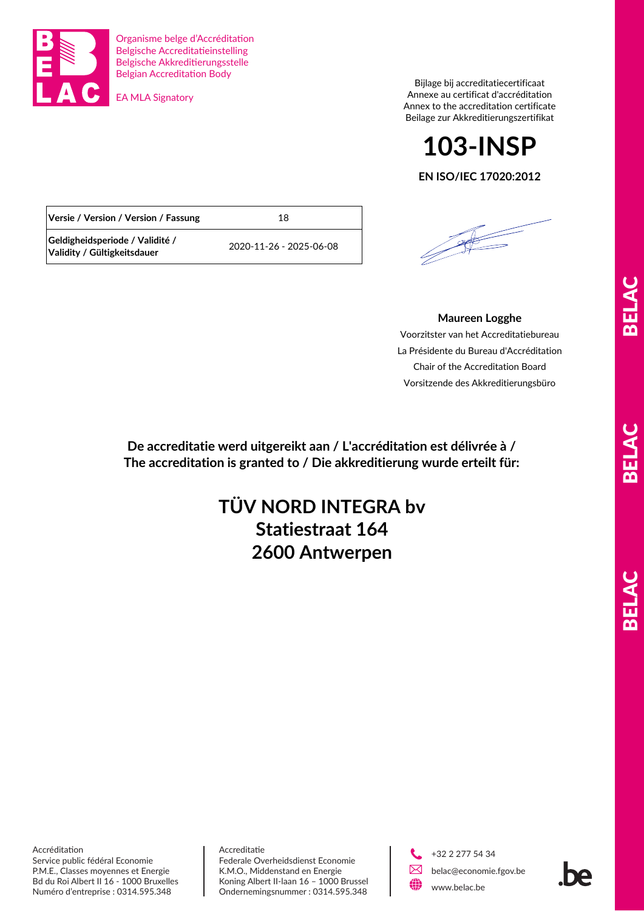Organisme belge d'Accréditation
Belgische Accreditatieinstelling
Belgische Akkreditierungsstelle
Belgian Accreditation Body

EA MLA Signatory

Bijlage bij accreditatiecertificaat
Annexe au certificat d'accréditation
Annex to the accreditation certificate
Beilage zur Akkreditierungszertifikat

# 103-INSP

**EN ISO/IEC 17020:2012**

| **Versie / Version / Version / Fassung** | 18 |
|---|---|
| **Geldigheidsperiode / Validité / Validity / Gültigkeitsdauer** | 2020-11-26 - 2025-06-08 |

**Maureen Logghe**
Voorzitster van het Accreditatiebureau
La Présidente du Bureau d'Accréditation
Chair of the Accreditation Board
Vorsitzende des Akkreditierungsbüro

**De accreditatie werd uitgereikt aan / L'accréditation est délivrée à / The accreditation is granted to / Die akkreditierung wurde erteilt für:**

## TÜV NORD INTEGRA bv
## Statiestraat 164
## 2600 Antwerpen

Accréditation
Service public fédéral Economie
P.M.E., Classes moyennes et Energie
Bd du Roi Albert II 16 - 1000 Bruxelles
Numéro d'entreprise : 0314.595.348

Accreditatie
Federale Overheidsdienst Economie
K.M.O., Middenstand en Energie
Koning Albert II-laan 16 – 1000 Brussel
Ondernemingsnummer : 0314.595.348

+32 2 277 54 34
belac@economie.fgov.be
www.belac.be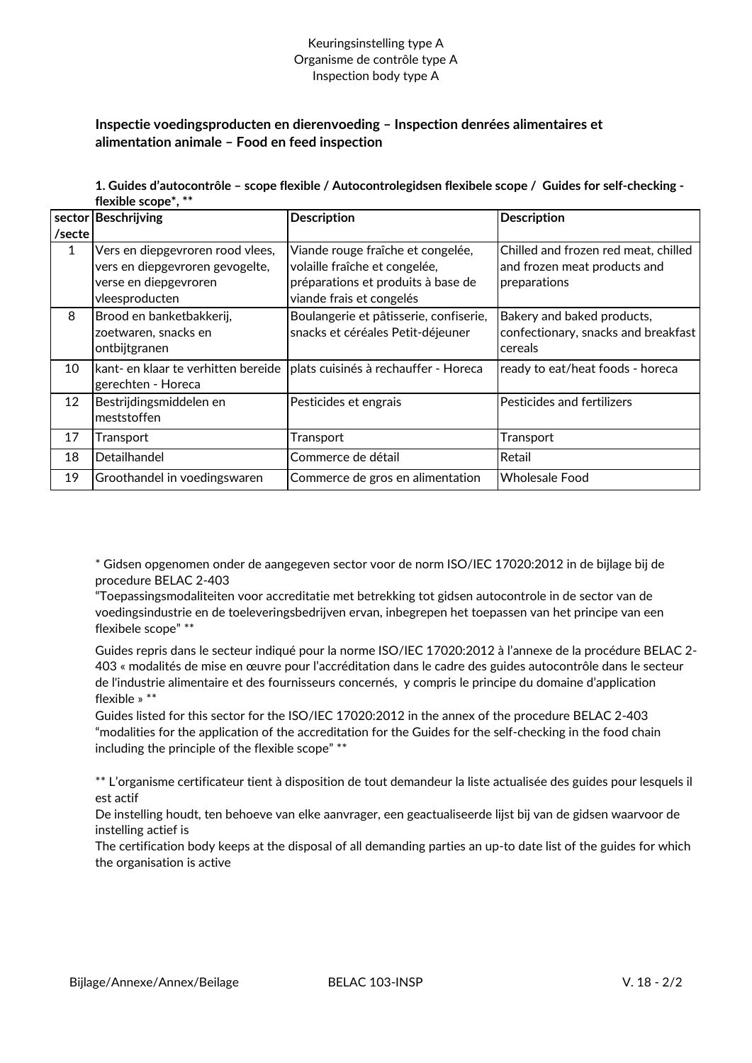Keuringsinstelling type A
Organisme de contrôle type A
Inspection body type A

**Inspectie voedingsproducten en dierenvoeding – Inspection denrées alimentaires et alimentation animale – Food en feed inspection**

**1. Guides d'autocontrôle – scope flexible / Autocontrolegidsen flexibele scope / Guides for self-checking - flexible scope*, ****

| sector /secte | Beschrijving | Description | Description |
|---|---|---|---|
| 1 | Vers en diepgevroren rood vlees, vers en diepgevroren gevogelte, verse en diepgevroren vleesproducten | Viande rouge fraîche et congelée, volaille fraîche et congelée, préparations et produits à base de viande frais et congelés | Chilled and frozen red meat, chilled and frozen meat products and preparations |
| 8 | Brood en banketbakkerij, zoetwaren, snacks en ontbijtgranen | Boulangerie et pâtisserie, confiserie, snacks et céréales Petit-déjeuner | Bakery and baked products, confectionary, snacks and breakfast cereals |
| 10 | kant- en klaar te verhitten bereide gerechten - Horeca | plats cuisinés à rechauffer - Horeca | ready to eat/heat foods - horeca |
| 12 | Bestrijdingsmiddelen en meststoffen | Pesticides et engrais | Pesticides and fertilizers |
| 17 | Transport | Transport | Transport |
| 18 | Detailhandel | Commerce de détail | Retail |
| 19 | Groothandel in voedingswaren | Commerce de gros en alimentation | Wholesale Food |

* Gidsen opgenomen onder de aangegeven sector voor de norm ISO/IEC 17020:2012 in de bijlage bij de procedure BELAC 2-403
"Toepassingsmodaliteiten voor accreditatie met betrekking tot gidsen autocontrole in de sector van de voedingsindustrie en de toeleveringsbedrijven ervan, inbegrepen het toepassen van het principe van een flexibele scope" **

Guides repris dans le secteur indiqué pour la norme ISO/IEC 17020:2012 à l'annexe de la procédure BELAC 2-403 « modalités de mise en œuvre pour l'accréditation dans le cadre des guides autocontrôle dans le secteur de l'industrie alimentaire et des fournisseurs concernés, y compris le principe du domaine d'application flexible » **
Guides listed for this sector for the ISO/IEC 17020:2012 in the annex of the procedure BELAC 2-403 "modalities for the application of the accreditation for the Guides for the self-checking in the food chain including the principle of the flexible scope" **

** L'organisme certificateur tient à disposition de tout demandeur la liste actualisée des guides pour lesquels il est actif
De instelling houdt, ten behoeve van elke aanvrager, een geactualiseerde lijst bij van de gidsen waarvoor de instelling actief is
The certification body keeps at the disposal of all demanding parties an up-to date list of the guides for which the organisation is active